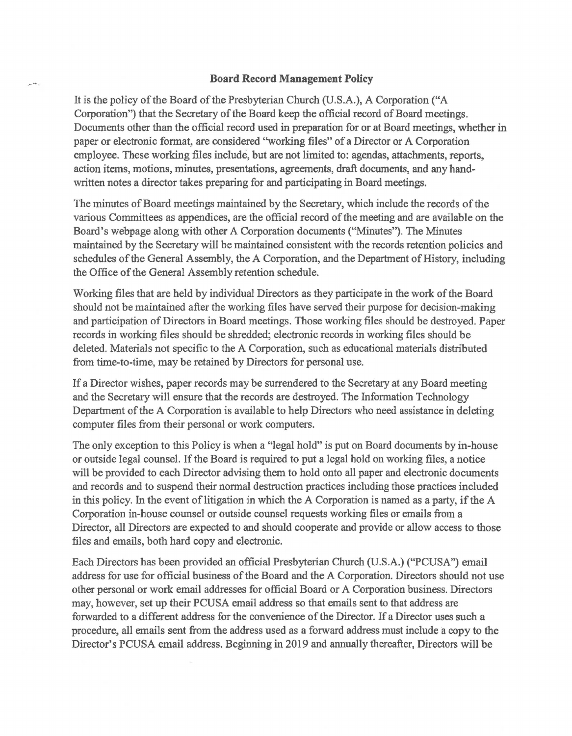## Board Record Management Policy

It is the policy of the Board of the Presbyterian Church (U.S.A.), A Corporation ("A Corporation") that the Secretary of the Board keep the official record of Board meetings. Documents other than the official record used in preparation for or at Board meetings, whether in paper or electronic format, are considered "working files" of a Director or A Corporation employee. These working files include, but are not limited to: agendas, attachments, reports, action items, motions, minutes, presentations, agreements, draft documents, and any hand-written notes a director takes preparing for and participating in Board meetings.

The minutes of Board meetings maintained by the Secretary, which include the records of the various Committees as appendices, are the official record of the meeting and are available on the Board's webpage along with other A Corporation documents ("Minutes"). The Minutes maintained by the Secretary will be maintained consistent with the records retention policies and schedules of the General Assembly, the A Corporation, and the Department of History, including the Office of the General Assembly retention schedule.

Working files that are held by individual Directors as they participate in the work of the Board should not be maintained after the working files have served their purpose for decision-making and participation of Directors in Board meetings. Those working files should be destroyed. Paper records in working files should be shredded; electronic records in working files should be deleted. Materials not specific to the A Corporation, such as educational materials distributed from time-to-time, may be retained by Directors for personal use.

If a Director wishes, paper records may be surrendered to the Secretary at any Board meeting and the Secretary will ensure that the records are destroyed. The Information Technology Department of the A Corporation is available to help Directors who need assistance in deleting computer files from their personal or work computers.

The only exception to this Policy is when a "legal hold" is put on Board documents by in-house or outside legal counsel. If the Board is required to put a legal hold on working files, a notice will be provided to each Director advising them to hold onto all paper and electronic documents and records and to suspend their normal destruction practices including those practices included in this policy. In the event of litigation in which the A Corporation is named as a party, if the A Corporation in-house counsel or outside counsel requests working files or emails from a Director, all Directors are expected to and should cooperate and provide or allow access to those files and emails, both hard copy and electronic.

Each Directors has been provided an official Presbyterian Church (U.S.A.) ("PCUSA") email address for use for official business of the Board and the A Corporation. Directors should not use other personal or work email addresses for official Board or A Corporation business. Directors may, however, set up their PCUSA email address so that emails sent to that address are forwarded to a different address for the convenience of the Director. If a Director uses such a procedure, all emails sent from the address used as a forward address must include a copy to the Director's PCUSA email address. Beginning in 2019 and annually thereafter, Directors will be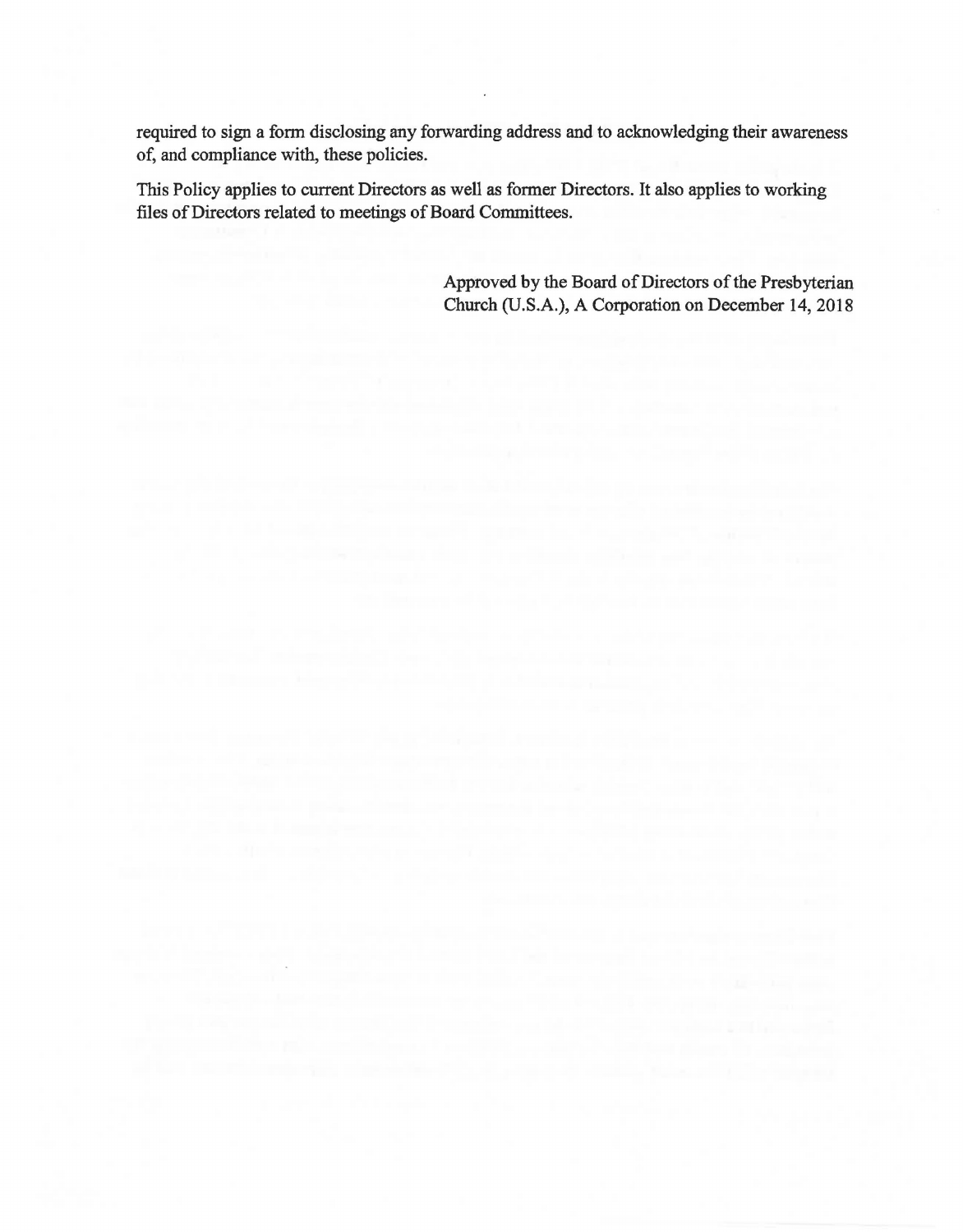required to sign a form disclosing any forwarding address and to acknowledging their awareness of, and compliance with, these policies.

This Policy applies to current Directors as well as former Directors. It also applies to working files of Directors related to meetings of Board Committees.

Approved by the Board of Directors of the Presbyterian Church (U.S.A.), A Corporation on December 14, 2018